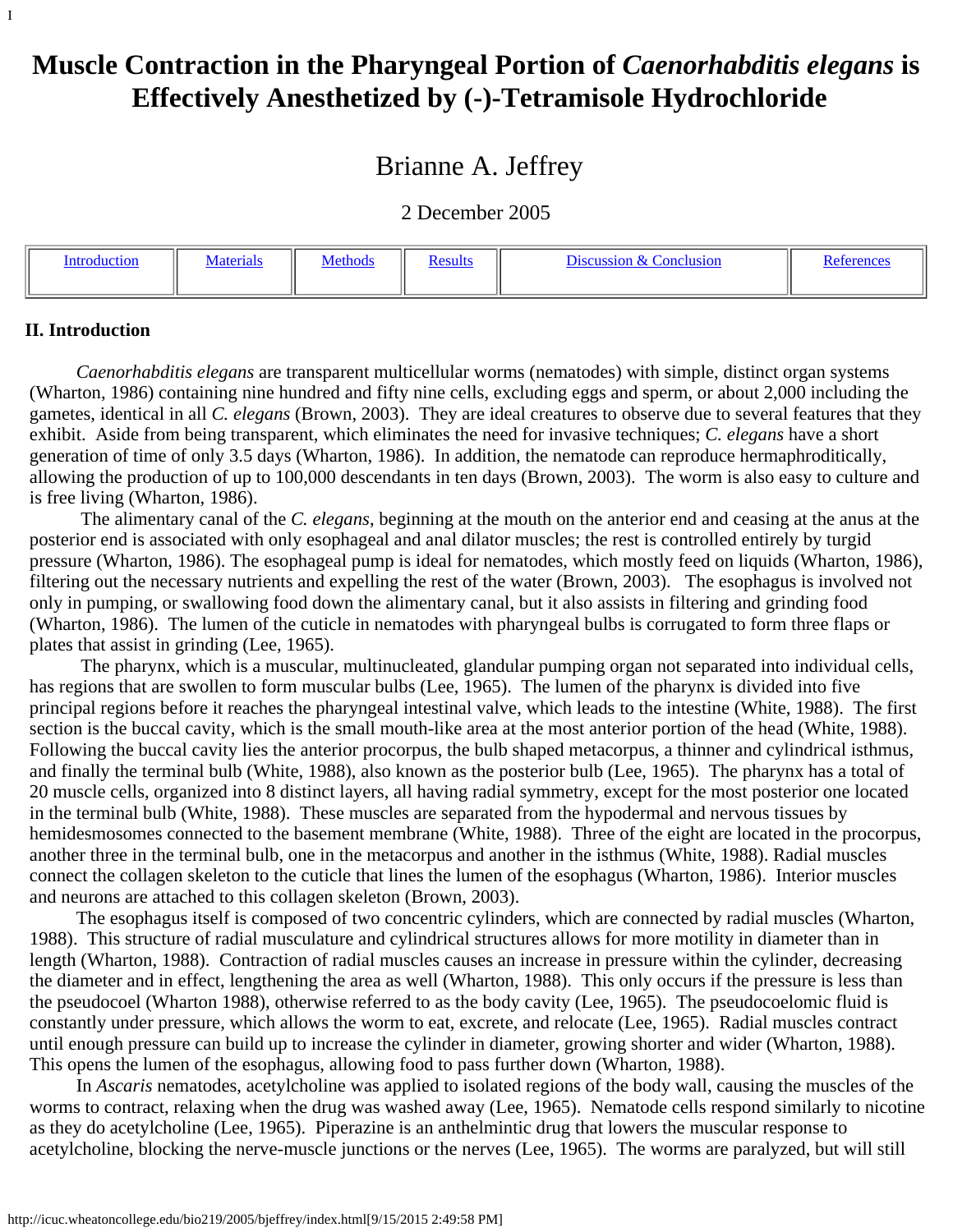# Muscle Contraction in the Pharyngeal Portion of *Caenorhabditis elegans* is Effectively Anesthetized by (-)-Tetramisole Hydrochloride

## Brianne A. Jeffrey

2 December 2005

| Introduction | Materials | Methods | Results | Discussion & Conclusion | References |
|---|---|---|---|---|---|

### II. Introduction

*Caenorhabditis elegans* are transparent multicellular worms (nematodes) with simple, distinct organ systems (Wharton, 1986) containing nine hundred and fifty nine cells, excluding eggs and sperm, or about 2,000 including the gametes, identical in all *C. elegans* (Brown, 2003). They are ideal creatures to observe due to several features that they exhibit. Aside from being transparent, which eliminates the need for invasive techniques; *C. elegans* have a short generation of time of only 3.5 days (Wharton, 1986). In addition, the nematode can reproduce hermaphroditically, allowing the production of up to 100,000 descendants in ten days (Brown, 2003). The worm is also easy to culture and is free living (Wharton, 1986).

The alimentary canal of the *C. elegans*, beginning at the mouth on the anterior end and ceasing at the anus at the posterior end is associated with only esophageal and anal dilator muscles; the rest is controlled entirely by turgid pressure (Wharton, 1986). The esophageal pump is ideal for nematodes, which mostly feed on liquids (Wharton, 1986), filtering out the necessary nutrients and expelling the rest of the water (Brown, 2003). The esophagus is involved not only in pumping, or swallowing food down the alimentary canal, but it also assists in filtering and grinding food (Wharton, 1986). The lumen of the cuticle in nematodes with pharyngeal bulbs is corrugated to form three flaps or plates that assist in grinding (Lee, 1965).

The pharynx, which is a muscular, multinucleated, glandular pumping organ not separated into individual cells, has regions that are swollen to form muscular bulbs (Lee, 1965). The lumen of the pharynx is divided into five principal regions before it reaches the pharyngeal intestinal valve, which leads to the intestine (White, 1988). The first section is the buccal cavity, which is the small mouth-like area at the most anterior portion of the head (White, 1988). Following the buccal cavity lies the anterior procorpus, the bulb shaped metacorpus, a thinner and cylindrical isthmus, and finally the terminal bulb (White, 1988), also known as the posterior bulb (Lee, 1965). The pharynx has a total of 20 muscle cells, organized into 8 distinct layers, all having radial symmetry, except for the most posterior one located in the terminal bulb (White, 1988). These muscles are separated from the hypodermal and nervous tissues by hemidesmosomes connected to the basement membrane (White, 1988). Three of the eight are located in the procorpus, another three in the terminal bulb, one in the metacorpus and another in the isthmus (White, 1988). Radial muscles connect the collagen skeleton to the cuticle that lines the lumen of the esophagus (Wharton, 1986). Interior muscles and neurons are attached to this collagen skeleton (Brown, 2003).

The esophagus itself is composed of two concentric cylinders, which are connected by radial muscles (Wharton, 1988). This structure of radial musculature and cylindrical structures allows for more motility in diameter than in length (Wharton, 1988). Contraction of radial muscles causes an increase in pressure within the cylinder, decreasing the diameter and in effect, lengthening the area as well (Wharton, 1988). This only occurs if the pressure is less than the pseudocoel (Wharton 1988), otherwise referred to as the body cavity (Lee, 1965). The pseudocoelomic fluid is constantly under pressure, which allows the worm to eat, excrete, and relocate (Lee, 1965). Radial muscles contract until enough pressure can build up to increase the cylinder in diameter, growing shorter and wider (Wharton, 1988). This opens the lumen of the esophagus, allowing food to pass further down (Wharton, 1988).

In *Ascaris* nematodes, acetylcholine was applied to isolated regions of the body wall, causing the muscles of the worms to contract, relaxing when the drug was washed away (Lee, 1965). Nematode cells respond similarly to nicotine as they do acetylcholine (Lee, 1965). Piperazine is an anthelmintic drug that lowers the muscular response to acetylcholine, blocking the nerve-muscle junctions or the nerves (Lee, 1965). The worms are paralyzed, but will still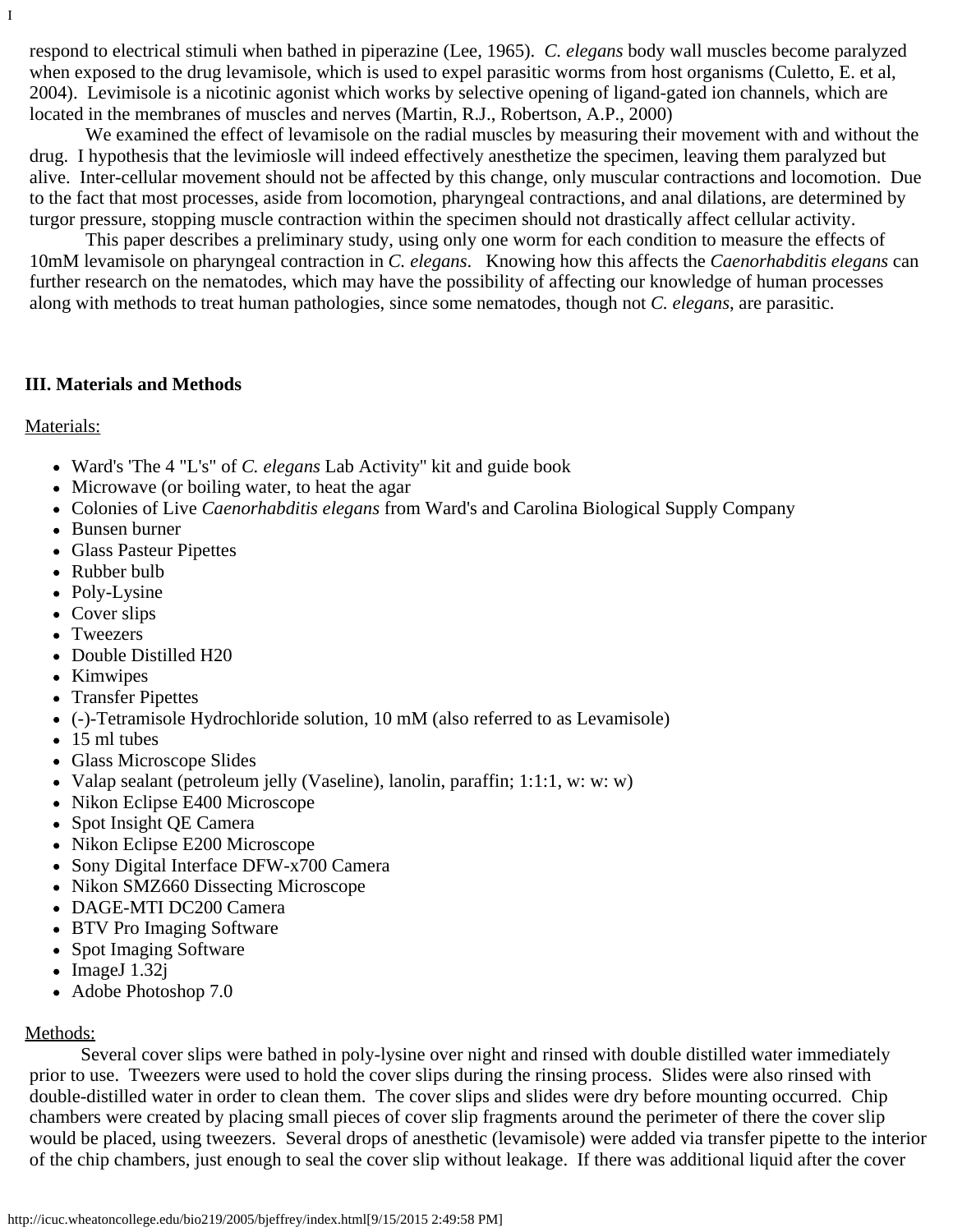respond to electrical stimuli when bathed in piperazine (Lee, 1965). *C. elegans* body wall muscles become paralyzed when exposed to the drug levamisole, which is used to expel parasitic worms from host organisms (Culetto, E. et al, 2004). Levimisole is a nicotinic agonist which works by selective opening of ligand-gated ion channels, which are located in the membranes of muscles and nerves (Martin, R.J., Robertson, A.P., 2000)

We examined the effect of levamisole on the radial muscles by measuring their movement with and without the drug. I hypothesis that the levimiosle will indeed effectively anesthetize the specimen, leaving them paralyzed but alive. Inter-cellular movement should not be affected by this change, only muscular contractions and locomotion. Due to the fact that most processes, aside from locomotion, pharyngeal contractions, and anal dilations, are determined by turgor pressure, stopping muscle contraction within the specimen should not drastically affect cellular activity.

This paper describes a preliminary study, using only one worm for each condition to measure the effects of 10mM levamisole on pharyngeal contraction in *C. elegans*. Knowing how this affects the *Caenorhabditis elegans* can further research on the nematodes, which may have the possibility of affecting our knowledge of human processes along with methods to treat human pathologies, since some nematodes, though not *C. elegans*, are parasitic.

## III. Materials and Methods

Materials:

- Ward's 'The 4 "L's" of *C. elegans* Lab Activity" kit and guide book
- Microwave (or boiling water, to heat the agar
- Colonies of Live *Caenorhabditis elegans* from Ward's and Carolina Biological Supply Company
- Bunsen burner
- Glass Pasteur Pipettes
- Rubber bulb
- Poly-Lysine
- Cover slips
- Tweezers
- Double Distilled H20
- Kimwipes
- Transfer Pipettes
- (-)-Tetramisole Hydrochloride solution, 10 mM (also referred to as Levamisole)
- 15 ml tubes
- Glass Microscope Slides
- Valap sealant (petroleum jelly (Vaseline), lanolin, paraffin; 1:1:1, w: w: w)
- Nikon Eclipse E400 Microscope
- Spot Insight QE Camera
- Nikon Eclipse E200 Microscope
- Sony Digital Interface DFW-x700 Camera
- Nikon SMZ660 Dissecting Microscope
- DAGE-MTI DC200 Camera
- BTV Pro Imaging Software
- Spot Imaging Software
- ImageJ 1.32j
- Adobe Photoshop 7.0

Methods:

Several cover slips were bathed in poly-lysine over night and rinsed with double distilled water immediately prior to use. Tweezers were used to hold the cover slips during the rinsing process. Slides were also rinsed with double-distilled water in order to clean them. The cover slips and slides were dry before mounting occurred. Chip chambers were created by placing small pieces of cover slip fragments around the perimeter of there the cover slip would be placed, using tweezers. Several drops of anesthetic (levamisole) were added via transfer pipette to the interior of the chip chambers, just enough to seal the cover slip without leakage. If there was additional liquid after the cover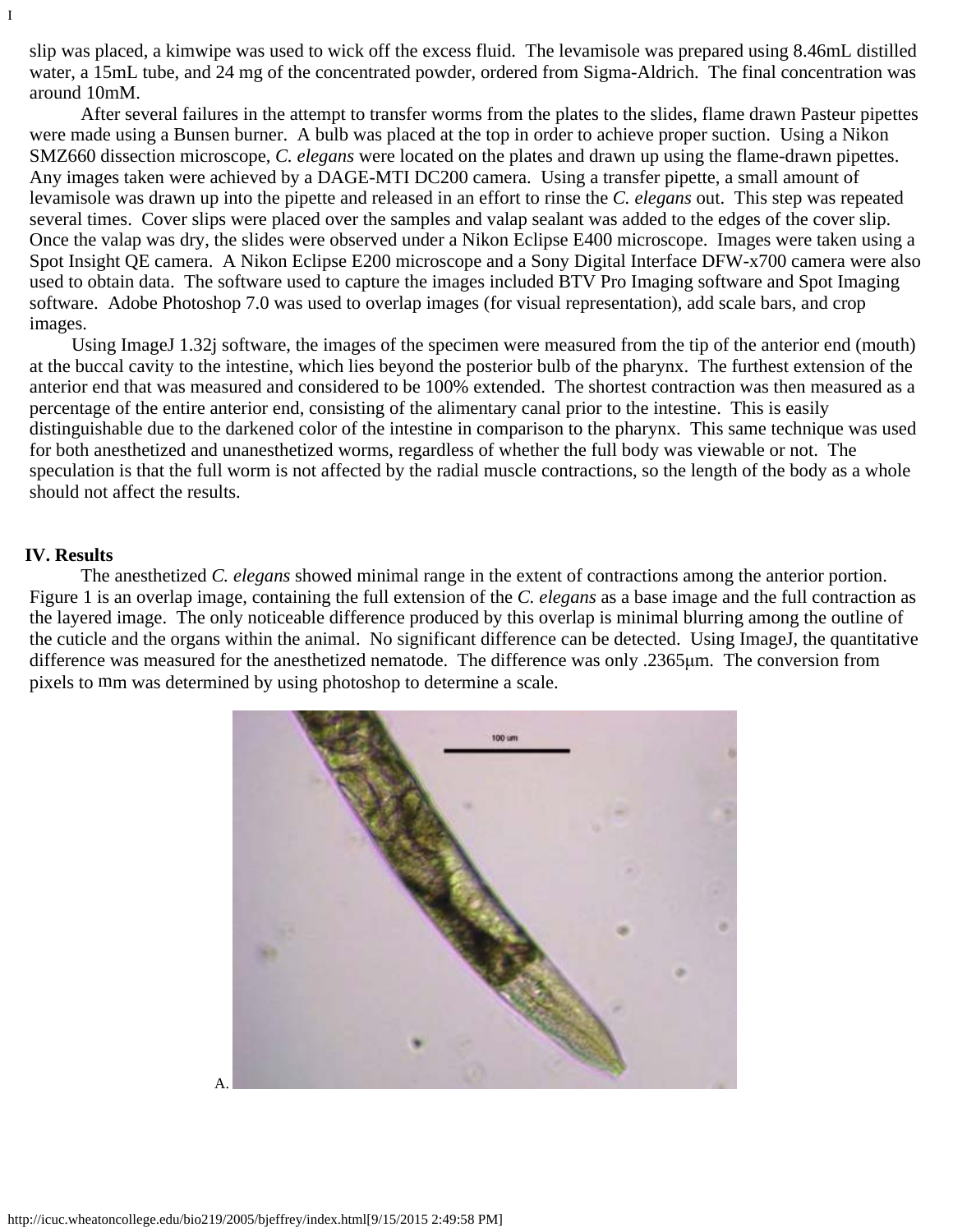slip was placed, a kimwipe was used to wick off the excess fluid. The levamisole was prepared using 8.46mL distilled water, a 15mL tube, and 24 mg of the concentrated powder, ordered from Sigma-Aldrich. The final concentration was around 10mM.

After several failures in the attempt to transfer worms from the plates to the slides, flame drawn Pasteur pipettes were made using a Bunsen burner. A bulb was placed at the top in order to achieve proper suction. Using a Nikon SMZ660 dissection microscope, *C. elegans* were located on the plates and drawn up using the flame-drawn pipettes. Any images taken were achieved by a DAGE-MTI DC200 camera. Using a transfer pipette, a small amount of levamisole was drawn up into the pipette and released in an effort to rinse the *C. elegans* out. This step was repeated several times. Cover slips were placed over the samples and valap sealant was added to the edges of the cover slip. Once the valap was dry, the slides were observed under a Nikon Eclipse E400 microscope. Images were taken using a Spot Insight QE camera. A Nikon Eclipse E200 microscope and a Sony Digital Interface DFW-x700 camera were also used to obtain data. The software used to capture the images included BTV Pro Imaging software and Spot Imaging software. Adobe Photoshop 7.0 was used to overlap images (for visual representation), add scale bars, and crop images.

Using ImageJ 1.32j software, the images of the specimen were measured from the tip of the anterior end (mouth) at the buccal cavity to the intestine, which lies beyond the posterior bulb of the pharynx. The furthest extension of the anterior end that was measured and considered to be 100% extended. The shortest contraction was then measured as a percentage of the entire anterior end, consisting of the alimentary canal prior to the intestine. This is easily distinguishable due to the darkened color of the intestine in comparison to the pharynx. This same technique was used for both anesthetized and unanesthetized worms, regardless of whether the full body was viewable or not. The speculation is that the full worm is not affected by the radial muscle contractions, so the length of the body as a whole should not affect the results.

## IV. Results

The anesthetized *C. elegans* showed minimal range in the extent of contractions among the anterior portion. Figure 1 is an overlap image, containing the full extension of the *C. elegans* as a base image and the full contraction as the layered image. The only noticeable difference produced by this overlap is minimal blurring among the outline of the cuticle and the organs within the animal. No significant difference can be detected. Using ImageJ, the quantitative difference was measured for the anesthetized nematode. The difference was only .2365μm. The conversion from pixels to μm was determined by using photoshop to determine a scale.

A.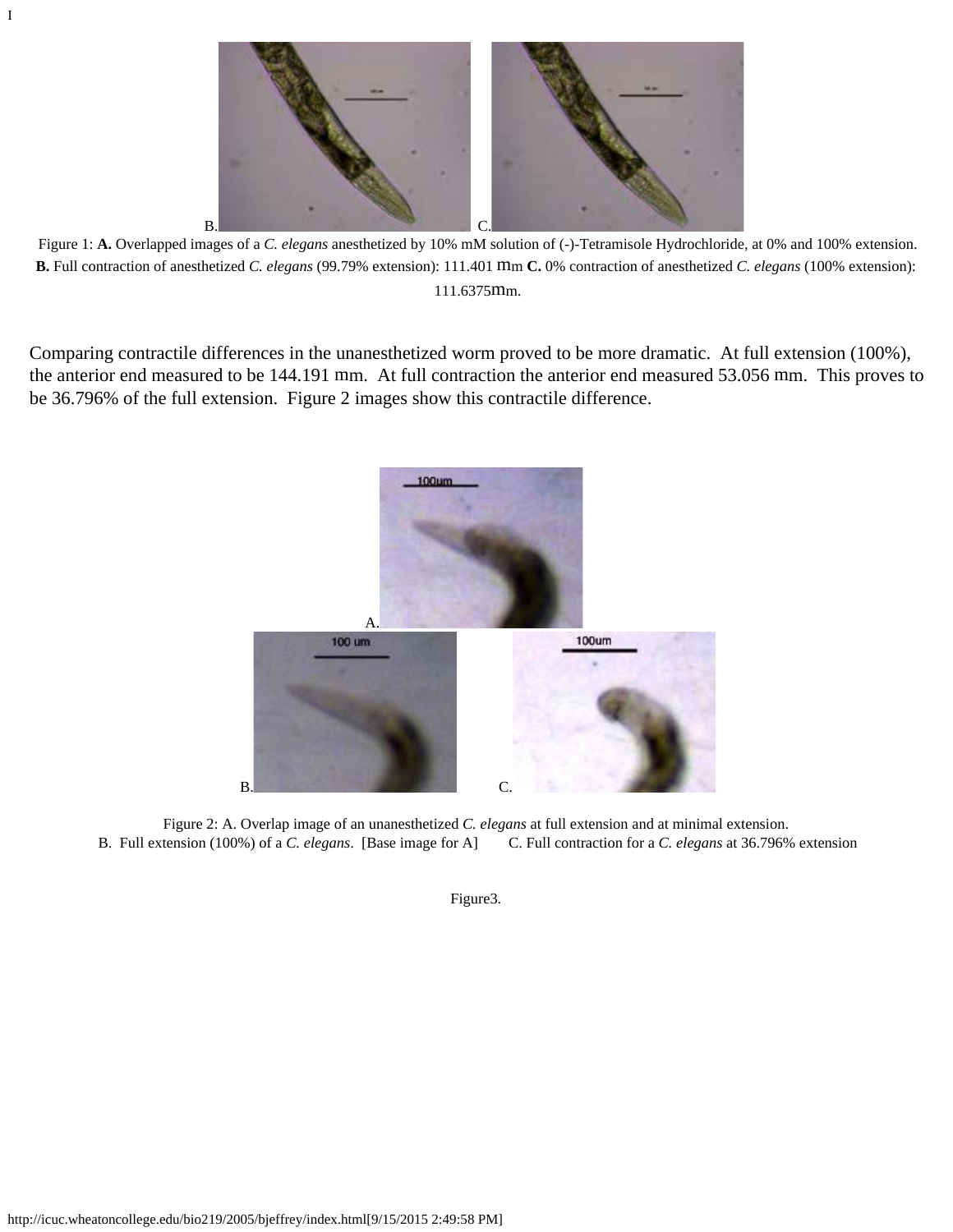I

B. C.

Figure 1: **A.** Overlapped images of a *C. elegans* anesthetized by 10% mM solution of (-)-Tetramisole Hydrochloride, at 0% and 100% extension. **B.** Full contraction of anesthetized *C. elegans* (99.79% extension): 111.401 mm **C.** 0% contraction of anesthetized *C. elegans* (100% extension): 111.6375mm.

Comparing contractile differences in the unanesthetized worm proved to be more dramatic. At full extension (100%), the anterior end measured to be 144.191 mm. At full contraction the anterior end measured 53.056 mm. This proves to be 36.796% of the full extension. Figure 2 images show this contractile difference.

A.

B. C.

Figure 2: A. Overlap image of an unanesthetized *C. elegans* at full extension and at minimal extension.
B. Full extension (100%) of a *C. elegans*. [Base image for A] C. Full contraction for a *C. elegans* at 36.796% extension

Figure3.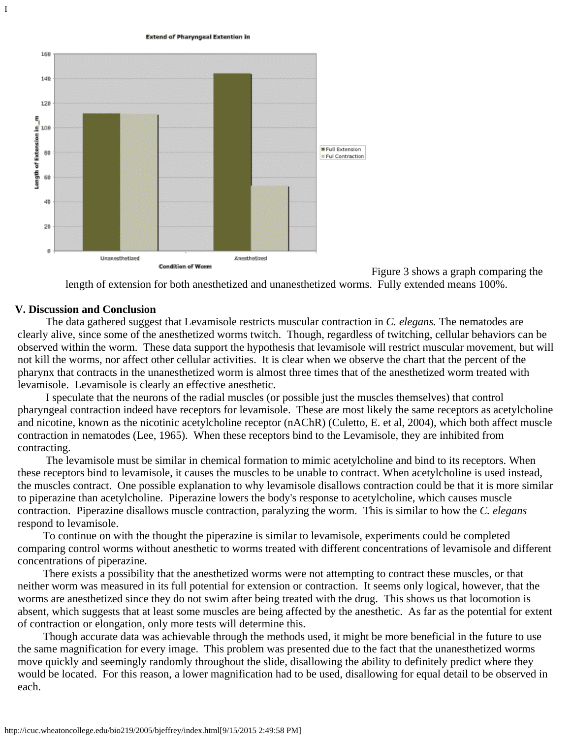Figure 3 shows a graph comparing the length of extension for both anesthetized and unanesthetized worms. Fully extended means 100%.

## V. Discussion and Conclusion

The data gathered suggest that Levamisole restricts muscular contraction in *C. elegans.* The nematodes are clearly alive, since some of the anesthetized worms twitch. Though, regardless of twitching, cellular behaviors can be observed within the worm. These data support the hypothesis that levamisole will restrict muscular movement, but will not kill the worms, nor affect other cellular activities. It is clear when we observe the chart that the percent of the pharynx that contracts in the unanesthetized worm is almost three times that of the anesthetized worm treated with levamisole. Levamisole is clearly an effective anesthetic.

I speculate that the neurons of the radial muscles (or possible just the muscles themselves) that control pharyngeal contraction indeed have receptors for levamisole. These are most likely the same receptors as acetylcholine and nicotine, known as the nicotinic acetylcholine receptor (nAChR) (Culetto, E. et al, 2004), which both affect muscle contraction in nematodes (Lee, 1965). When these receptors bind to the Levamisole, they are inhibited from contracting.

The levamisole must be similar in chemical formation to mimic acetylcholine and bind to its receptors. When these receptors bind to levamisole, it causes the muscles to be unable to contract. When acetylcholine is used instead, the muscles contract. One possible explanation to why levamisole disallows contraction could be that it is more similar to piperazine than acetylcholine. Piperazine lowers the body's response to acetylcholine, which causes muscle contraction. Piperazine disallows muscle contraction, paralyzing the worm. This is similar to how the *C. elegans* respond to levamisole.

To continue on with the thought the piperazine is similar to levamisole, experiments could be completed comparing control worms without anesthetic to worms treated with different concentrations of levamisole and different concentrations of piperazine.

There exists a possibility that the anesthetized worms were not attempting to contract these muscles, or that neither worm was measured in its full potential for extension or contraction. It seems only logical, however, that the worms are anesthetized since they do not swim after being treated with the drug. This shows us that locomotion is absent, which suggests that at least some muscles are being affected by the anesthetic. As far as the potential for extent of contraction or elongation, only more tests will determine this.

Though accurate data was achievable through the methods used, it might be more beneficial in the future to use the same magnification for every image. This problem was presented due to the fact that the unanesthetized worms move quickly and seemingly randomly throughout the slide, disallowing the ability to definitely predict where they would be located. For this reason, a lower magnification had to be used, disallowing for equal detail to be observed in each.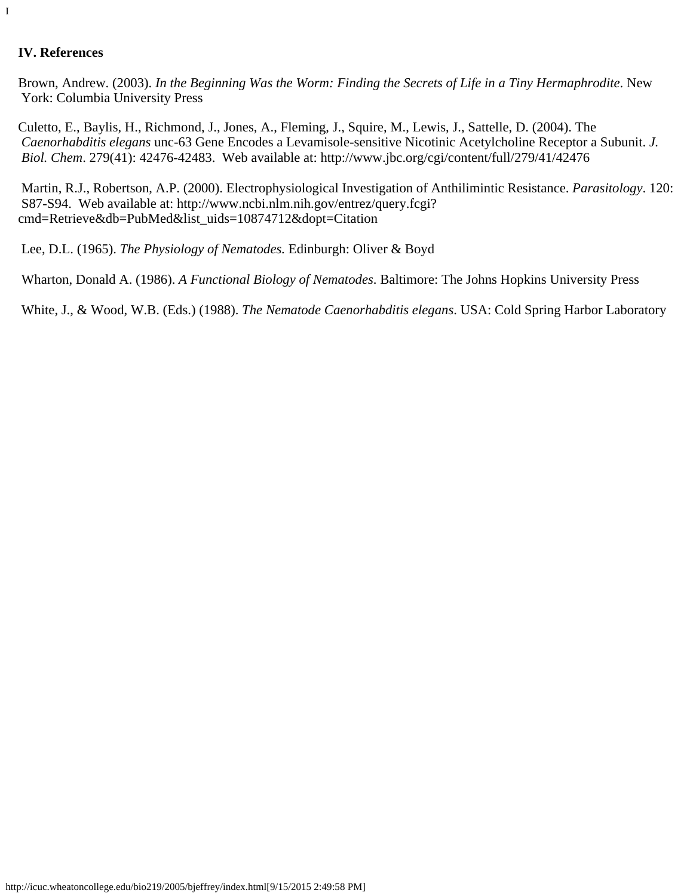## IV. References

Brown, Andrew. (2003). *In the Beginning Was the Worm: Finding the Secrets of Life in a Tiny Hermaphrodite*. New York: Columbia University Press

Culetto, E., Baylis, H., Richmond, J., Jones, A., Fleming, J., Squire, M., Lewis, J., Sattelle, D. (2004). The *Caenorhabditis elegans* unc-63 Gene Encodes a Levamisole-sensitive Nicotinic Acetylcholine Receptor a Subunit. *J. Biol. Chem*. 279(41): 42476-42483. Web available at: http://www.jbc.org/cgi/content/full/279/41/42476

Martin, R.J., Robertson, A.P. (2000). Electrophysiological Investigation of Anthilimintic Resistance. *Parasitology*. 120: S87-S94. Web available at: http://www.ncbi.nlm.nih.gov/entrez/query.fcgi?cmd=Retrieve&db=PubMed&list_uids=10874712&dopt=Citation

Lee, D.L. (1965). *The Physiology of Nematodes.* Edinburgh: Oliver & Boyd

Wharton, Donald A. (1986). *A Functional Biology of Nematodes*. Baltimore: The Johns Hopkins University Press

White, J., & Wood, W.B. (Eds.) (1988). *The Nematode Caenorhabditis elegans*. USA: Cold Spring Harbor Laboratory